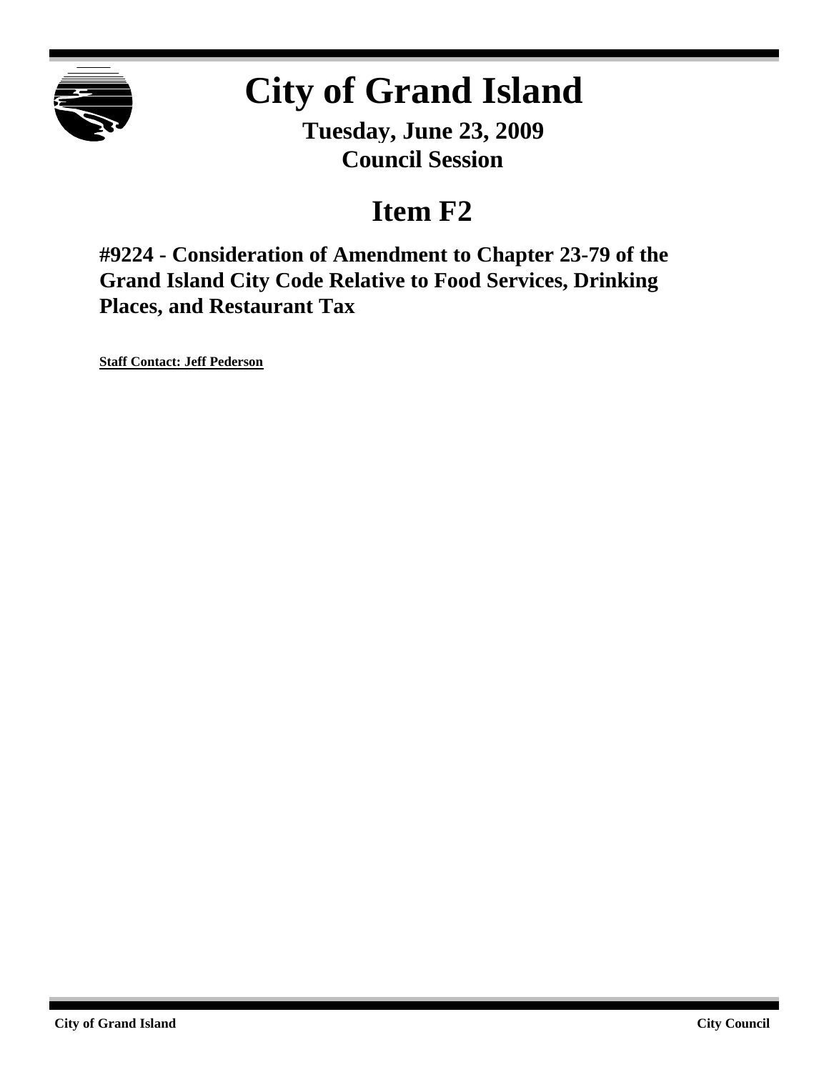# City of Grand Island

**Tuesday, June 23, 2009**
**Council Session**

## Item F2

### #9224 - Consideration of Amendment to Chapter 23-79 of the Grand Island City Code Relative to Food Services, Drinking Places, and Restaurant Tax

**Staff Contact: Jeff Pederson**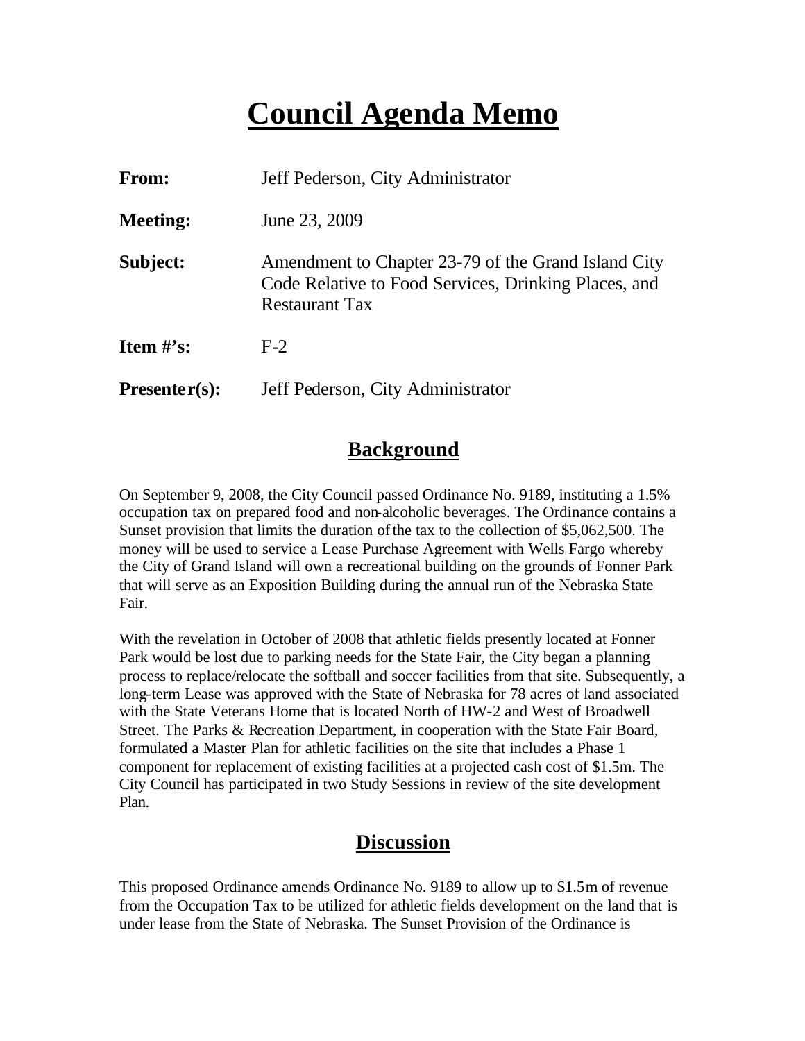# Council Agenda Memo

**From:** Jeff Pederson, City Administrator

**Meeting:** June 23, 2009

**Subject:** Amendment to Chapter 23-79 of the Grand Island City Code Relative to Food Services, Drinking Places, and Restaurant Tax

**Item #'s:** F-2

**Presenter(s):** Jeff Pederson, City Administrator

## Background

On September 9, 2008, the City Council passed Ordinance No. 9189, instituting a 1.5% occupation tax on prepared food and non-alcoholic beverages. The Ordinance contains a Sunset provision that limits the duration of the tax to the collection of $5,062,500. The money will be used to service a Lease Purchase Agreement with Wells Fargo whereby the City of Grand Island will own a recreational building on the grounds of Fonner Park that will serve as an Exposition Building during the annual run of the Nebraska State Fair.

With the revelation in October of 2008 that athletic fields presently located at Fonner Park would be lost due to parking needs for the State Fair, the City began a planning process to replace/relocate the softball and soccer facilities from that site. Subsequently, a long-term Lease was approved with the State of Nebraska for 78 acres of land associated with the State Veterans Home that is located North of HW-2 and West of Broadwell Street. The Parks & Recreation Department, in cooperation with the State Fair Board, formulated a Master Plan for athletic facilities on the site that includes a Phase 1 component for replacement of existing facilities at a projected cash cost of $1.5m. The City Council has participated in two Study Sessions in review of the site development Plan.

## Discussion

This proposed Ordinance amends Ordinance No. 9189 to allow up to $1.5m of revenue from the Occupation Tax to be utilized for athletic fields development on the land that is under lease from the State of Nebraska. The Sunset Provision of the Ordinance is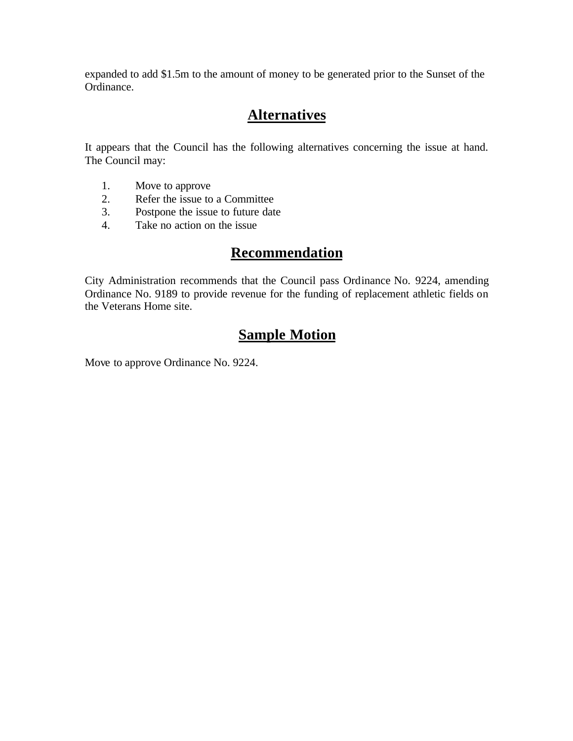expanded to add $1.5m to the amount of money to be generated prior to the Sunset of the Ordinance.

## Alternatives

It appears that the Council has the following alternatives concerning the issue at hand. The Council may:

1. Move to approve
2. Refer the issue to a Committee
3. Postpone the issue to future date
4. Take no action on the issue

## Recommendation

City Administration recommends that the Council pass Ordinance No. 9224, amending Ordinance No. 9189 to provide revenue for the funding of replacement athletic fields on the Veterans Home site.

## Sample Motion

Move to approve Ordinance No. 9224.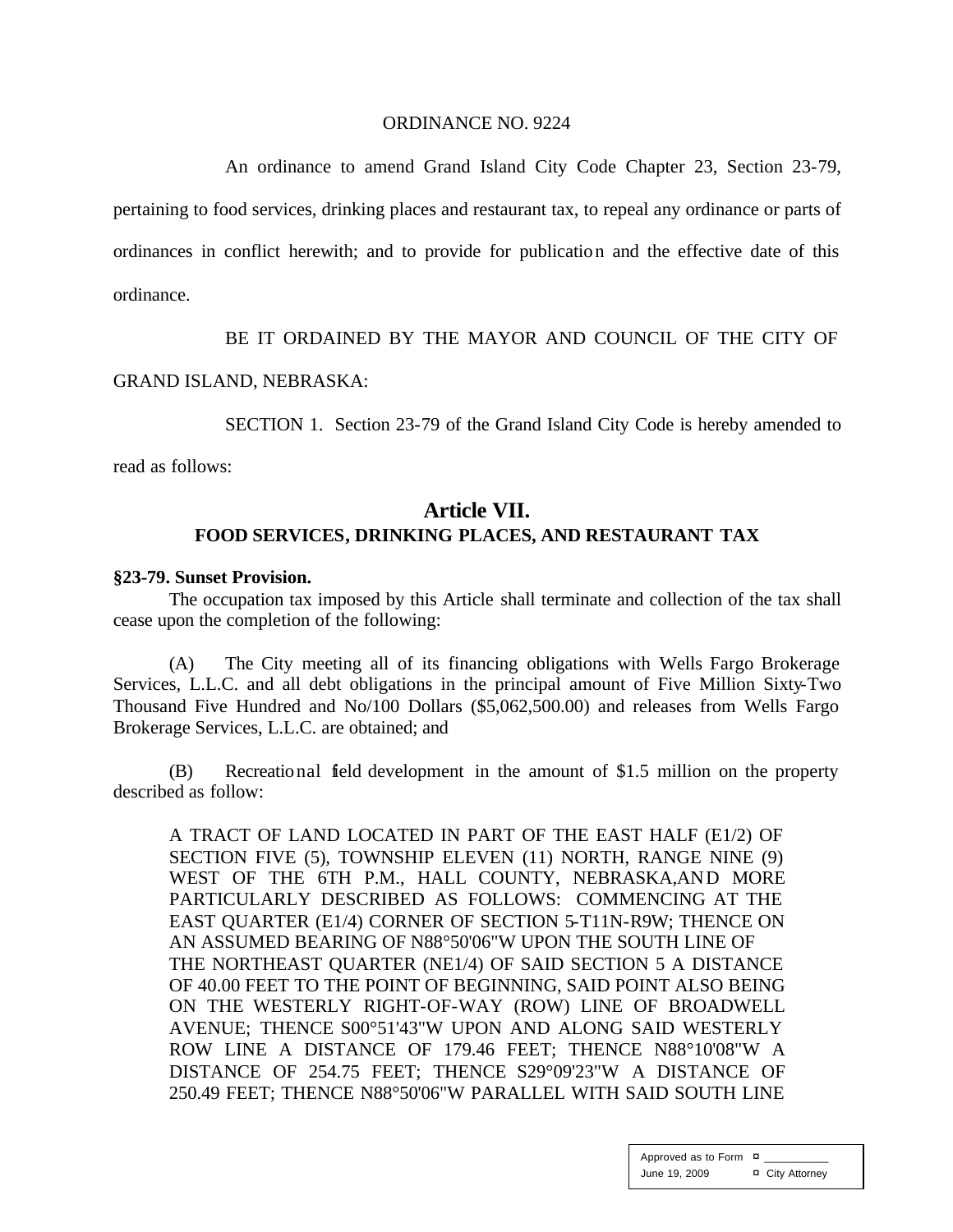ORDINANCE NO. 9224

An ordinance to amend Grand Island City Code Chapter 23, Section 23-79, pertaining to food services, drinking places and restaurant tax, to repeal any ordinance or parts of ordinances in conflict herewith; and to provide for publication and the effective date of this ordinance.

BE IT ORDAINED BY THE MAYOR AND COUNCIL OF THE CITY OF GRAND ISLAND, NEBRASKA:

SECTION 1. Section 23-79 of the Grand Island City Code is hereby amended to read as follows:

## Article VII.
### FOOD SERVICES, DRINKING PLACES, AND RESTAURANT TAX

**§23-79. Sunset Provision.**

The occupation tax imposed by this Article shall terminate and collection of the tax shall cease upon the completion of the following:

(A) The City meeting all of its financing obligations with Wells Fargo Brokerage Services, L.L.C. and all debt obligations in the principal amount of Five Million Sixty-Two Thousand Five Hundred and No/100 Dollars ($5,062,500.00) and releases from Wells Fargo Brokerage Services, L.L.C. are obtained; and

(B) Recreational field development in the amount of $1.5 million on the property described as follow:

A TRACT OF LAND LOCATED IN PART OF THE EAST HALF (E1/2) OF SECTION FIVE (5), TOWNSHIP ELEVEN (11) NORTH, RANGE NINE (9) WEST OF THE 6TH P.M., HALL COUNTY, NEBRASKA, AND MORE PARTICULARLY DESCRIBED AS FOLLOWS: COMMENCING AT THE EAST QUARTER (E1/4) CORNER OF SECTION 5-T11N-R9W; THENCE ON AN ASSUMED BEARING OF N88°50'06"W UPON THE SOUTH LINE OF THE NORTHEAST QUARTER (NE1/4) OF SAID SECTION 5 A DISTANCE OF 40.00 FEET TO THE POINT OF BEGINNING, SAID POINT ALSO BEING ON THE WESTERLY RIGHT-OF-WAY (ROW) LINE OF BROADWELL AVENUE; THENCE S00°51'43"W UPON AND ALONG SAID WESTERLY ROW LINE A DISTANCE OF 179.46 FEET; THENCE N88°10'08"W A DISTANCE OF 254.75 FEET; THENCE S29°09'23"W A DISTANCE OF 250.49 FEET; THENCE N88°50'06"W PARALLEL WITH SAID SOUTH LINE

| Approved as to Form | ¤ ___________ |
|---|---|
| June 19, 2009 | ¤ City Attorney |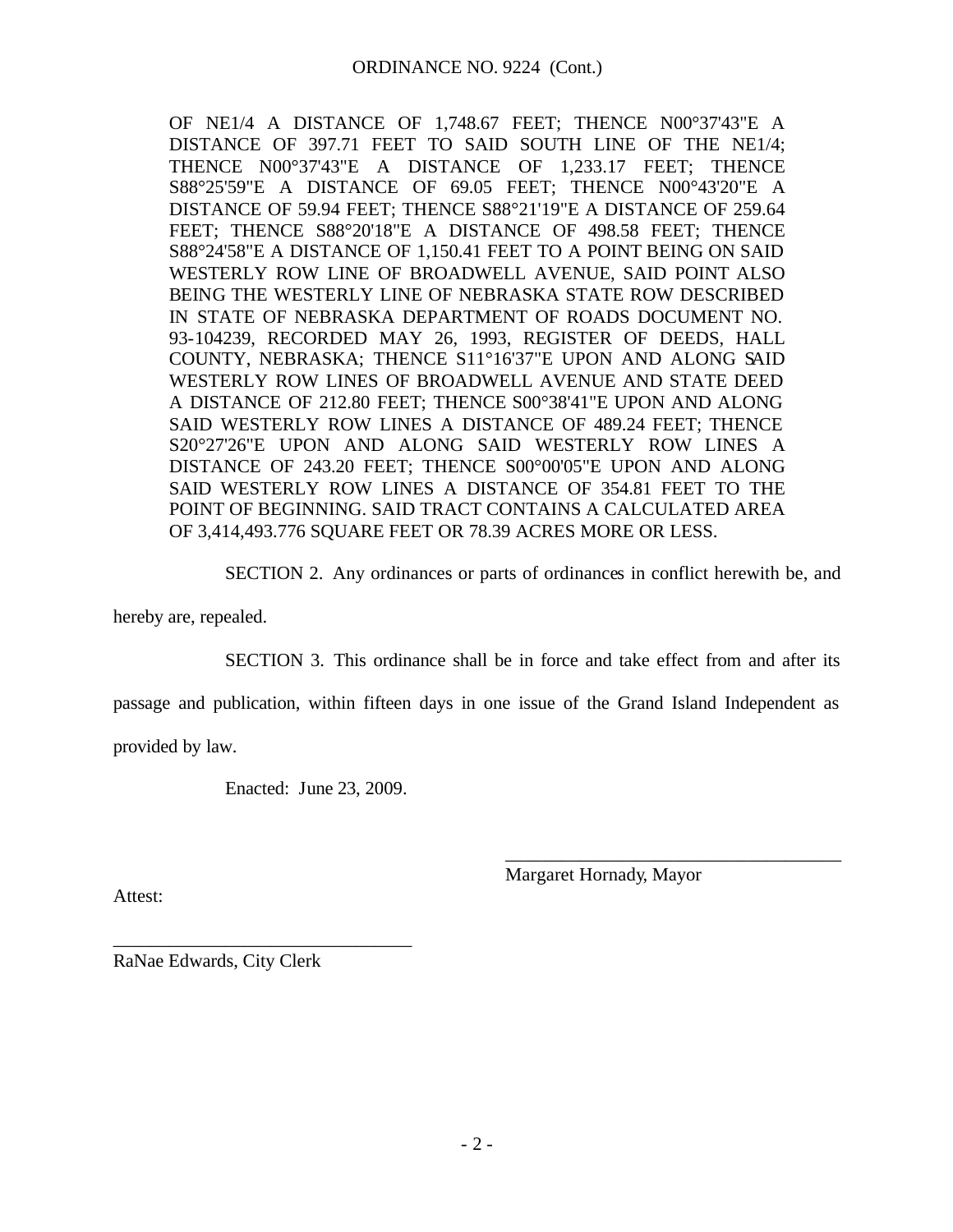OF NE1/4 A DISTANCE OF 1,748.67 FEET; THENCE N00°37'43"E A DISTANCE OF 397.71 FEET TO SAID SOUTH LINE OF THE NE1/4; THENCE N00°37'43"E A DISTANCE OF 1,233.17 FEET; THENCE S88°25'59"E A DISTANCE OF 69.05 FEET; THENCE N00°43'20"E A DISTANCE OF 59.94 FEET; THENCE S88°21'19"E A DISTANCE OF 259.64 FEET; THENCE S88°20'18"E A DISTANCE OF 498.58 FEET; THENCE S88°24'58"E A DISTANCE OF 1,150.41 FEET TO A POINT BEING ON SAID WESTERLY ROW LINE OF BROADWELL AVENUE, SAID POINT ALSO BEING THE WESTERLY LINE OF NEBRASKA STATE ROW DESCRIBED IN STATE OF NEBRASKA DEPARTMENT OF ROADS DOCUMENT NO. 93-104239, RECORDED MAY 26, 1993, REGISTER OF DEEDS, HALL COUNTY, NEBRASKA; THENCE S11°16'37"E UPON AND ALONG SAID WESTERLY ROW LINES OF BROADWELL AVENUE AND STATE DEED A DISTANCE OF 212.80 FEET; THENCE S00°38'41"E UPON AND ALONG SAID WESTERLY ROW LINES A DISTANCE OF 489.24 FEET; THENCE S20°27'26"E UPON AND ALONG SAID WESTERLY ROW LINES A DISTANCE OF 243.20 FEET; THENCE S00°00'05"E UPON AND ALONG SAID WESTERLY ROW LINES A DISTANCE OF 354.81 FEET TO THE POINT OF BEGINNING. SAID TRACT CONTAINS A CALCULATED AREA OF 3,414,493.776 SQUARE FEET OR 78.39 ACRES MORE OR LESS.

SECTION 2. Any ordinances or parts of ordinances in conflict herewith be, and hereby are, repealed.

SECTION 3. This ordinance shall be in force and take effect from and after its passage and publication, within fifteen days in one issue of the Grand Island Independent as provided by law.

Enacted: June 23, 2009.

\_\_\_\_\_\_\_\_\_\_\_\_\_\_\_\_\_\_\_\_\_\_\_\_\_\_\_\_\_\_\_\_\_\_\_\_

Margaret Hornady, Mayor

Attest:

\_\_\_\_\_\_\_\_\_\_\_\_\_\_\_\_\_\_\_\_\_\_\_\_\_\_\_\_\_\_\_\_

RaNae Edwards, City Clerk